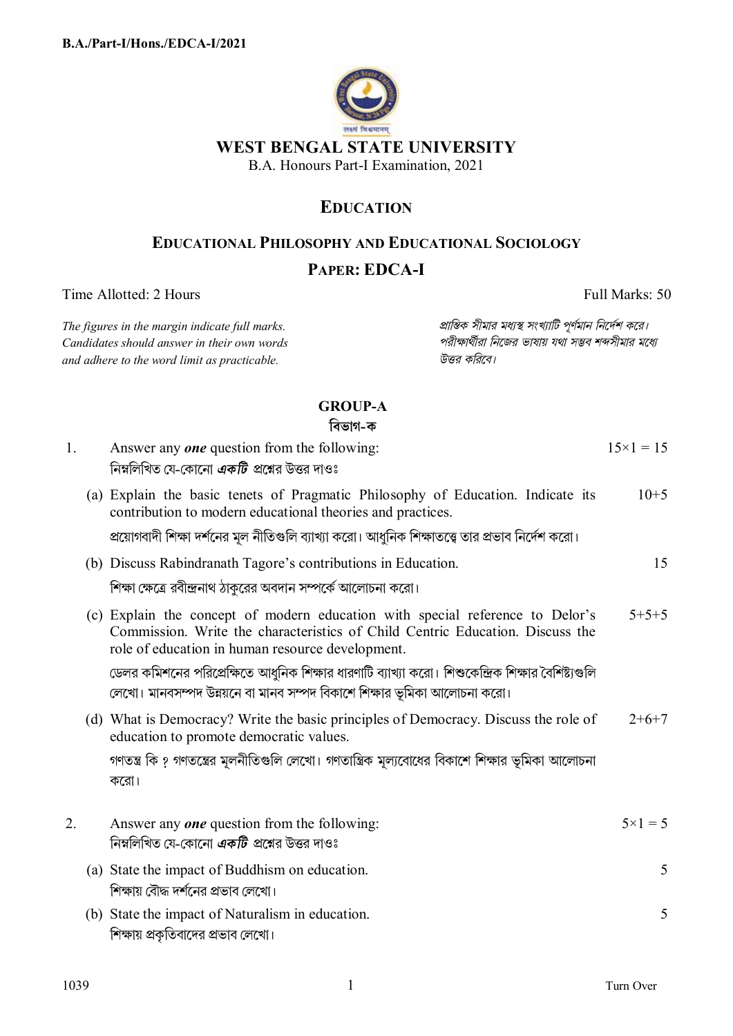B.A./Part-I/Hons./EDCA-I/2021

# WEST BENGAL STATE UNIVERSITY

B.A. Honours Part-I Examination, 2021

## EDUCATION

## EDUCATIONAL PHILOSOPHY AND EDUCATIONAL SOCIOLOGY

## PAPER: EDCA-I

Time Allotted: 2 Hours | Full Marks: 50

*The figures in the margin indicate full marks. Candidates should answer in their own words and adhere to the word limit as practicable.*

*প্রান্তিক সীমার মধ্যস্থ সংখ্যাটি পূর্ণমান নির্দেশ করে। পরীক্ষার্থীরা নিজের ভাষায় যথা সম্ভব শব্দসীমার মধ্যে উত্তর করিবে।*

### GROUP-A
### বিভাগ-ক

1. Answer any ***one*** question from the following: — 15×1 = 15

   নিম্নলিখিত যে-কোনো ***একটি*** প্রশ্নের উত্তর দাওঃ

   (a) Explain the basic tenets of Pragmatic Philosophy of Education. Indicate its contribution to modern educational theories and practices. — 10+5

   প্রয়োগবাদী শিক্ষা দর্শনের মূল নীতিগুলি ব্যাখ্যা করো। আধুনিক শিক্ষাতত্ত্বে তার প্রভাব নির্দেশ করো।

   (b) Discuss Rabindranath Tagore's contributions in Education. — 15

   শিক্ষা ক্ষেত্রে রবীন্দ্রনাথ ঠাকুরের অবদান সম্পর্কে আলোচনা করো।

   (c) Explain the concept of modern education with special reference to Delor's Commission. Write the characteristics of Child Centric Education. Discuss the role of education in human resource development. — 5+5+5

   ডেলর কমিশনের পরিপ্রেক্ষিতে আধুনিক শিক্ষার ধারণাটি ব্যাখ্যা করো। শিশুকেন্দ্রিক শিক্ষার বৈশিষ্ট্যগুলি লেখো। মানবসম্পদ উন্নয়নে বা মানব সম্পদ বিকাশে শিক্ষার ভূমিকা আলোচনা করো।

   (d) What is Democracy? Write the basic principles of Democracy. Discuss the role of education to promote democratic values. — 2+6+7

   গণতন্ত্র কি ? গণতন্ত্রের মূলনীতিগুলি লেখো। গণতান্ত্রিক মূল্যবোধের বিকাশে শিক্ষার ভূমিকা আলোচনা করো।

2. Answer any ***one*** question from the following: — 5×1 = 5

   নিম্নলিখিত যে-কোনো ***একটি*** প্রশ্নের উত্তর দাওঃ

   (a) State the impact of Buddhism on education. — 5

   শিক্ষায় বৌদ্ধ দর্শনের প্রভাব লেখো।

   (b) State the impact of Naturalism in education. — 5

   শিক্ষায় প্রকৃতিবাদের প্রভাব লেখো।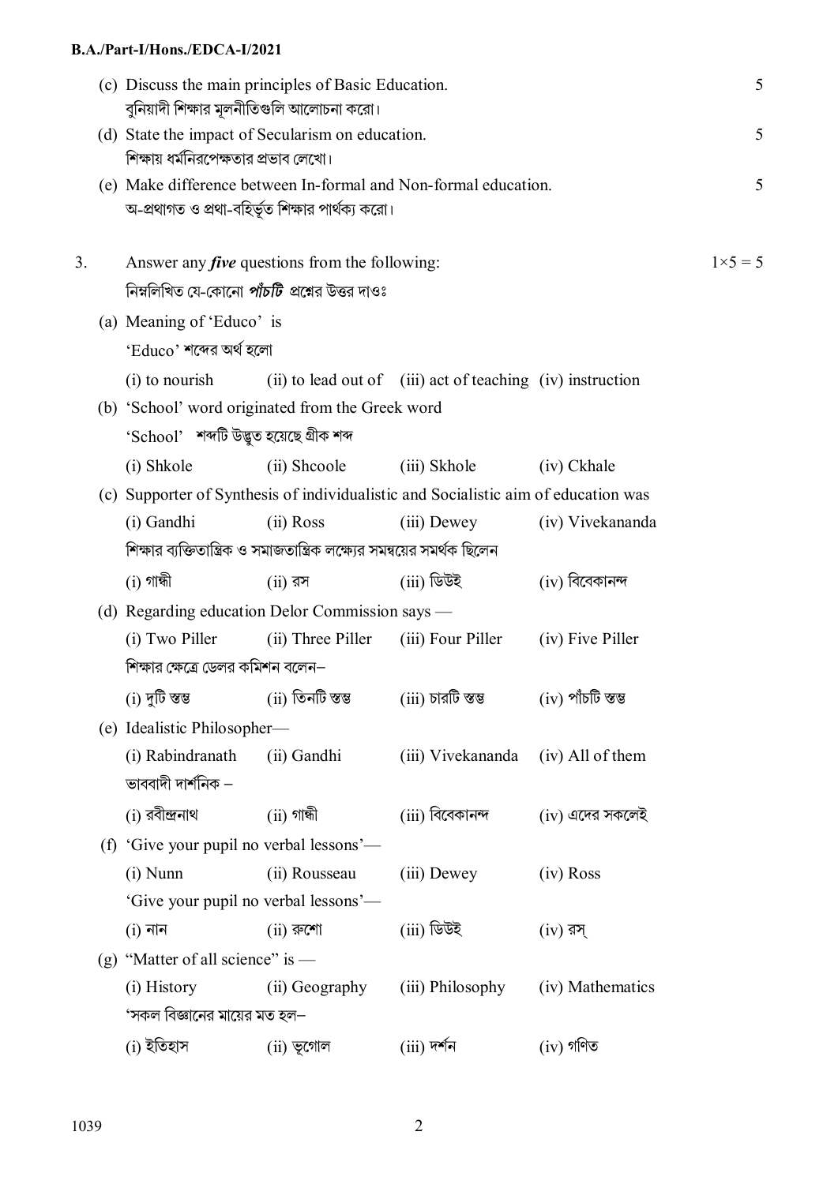(c) Discuss the main principles of Basic Education. 5

বুনিয়াদী শিক্ষার মূলনীতিগুলি আলোচনা করো।

(d) State the impact of Secularism on education. 5

শিক্ষায় ধর্মনিরপেক্ষতার প্রভাব লেখো।

(e) Make difference between In-formal and Non-formal education. 5

অ-প্রথাগত ও প্রথা-বহির্ভূত শিক্ষার পার্থক্য করো।

3. Answer any ***five*** questions from the following: $1\times5 = 5$

নিম্নলিখিত যে-কোনো ***পাঁচটি*** প্রশ্নের উত্তর দাওঃ

(a) Meaning of 'Educo' is

'Educo' শব্দের অর্থ হলো

(i) to nourish (ii) to lead out of (iii) act of teaching (iv) instruction

(b) 'School' word originated from the Greek word

'School' শব্দটি উদ্ভূত হয়েছে গ্রীক শব্দ

(i) Shkole (ii) Shcoole (iii) Skhole (iv) Ckhale

(c) Supporter of Synthesis of individualistic and Socialistic aim of education was

(i) Gandhi (ii) Ross (iii) Dewey (iv) Vivekananda

শিক্ষার ব্যক্তিতান্ত্রিক ও সমাজতান্ত্রিক লক্ষ্যের সমন্বয়ের সমর্থক ছিলেন

(i) গান্ধী (ii) রস (iii) ডিউই (iv) বিবেকানন্দ

(d) Regarding education Delor Commission says —

(i) Two Piller (ii) Three Piller (iii) Four Piller (iv) Five Piller

শিক্ষার ক্ষেত্রে ডেলর কমিশন বলেন–

(i) দুটি স্তম্ভ (ii) তিনটি স্তম্ভ (iii) চারটি স্তম্ভ (iv) পাঁচটি স্তম্ভ

(e) Idealistic Philosopher—

(i) Rabindranath (ii) Gandhi (iii) Vivekananda (iv) All of them

ভাববাদী দার্শনিক –

(i) রবীন্দ্রনাথ (ii) গান্ধী (iii) বিবেকানন্দ (iv) এদের সকলেই

(f) 'Give your pupil no verbal lessons'—

(i) Nunn (ii) Rousseau (iii) Dewey (iv) Ross

'Give your pupil no verbal lessons'—

(i) নান (ii) রুশো (iii) ডিউই (iv) রস্

(g) "Matter of all science" is —

(i) History (ii) Geography (iii) Philosophy (iv) Mathematics

'সকল বিজ্ঞানের মায়ের মত হল–

(i) ইতিহাস (ii) ভূগোল (iii) দর্শন (iv) গণিত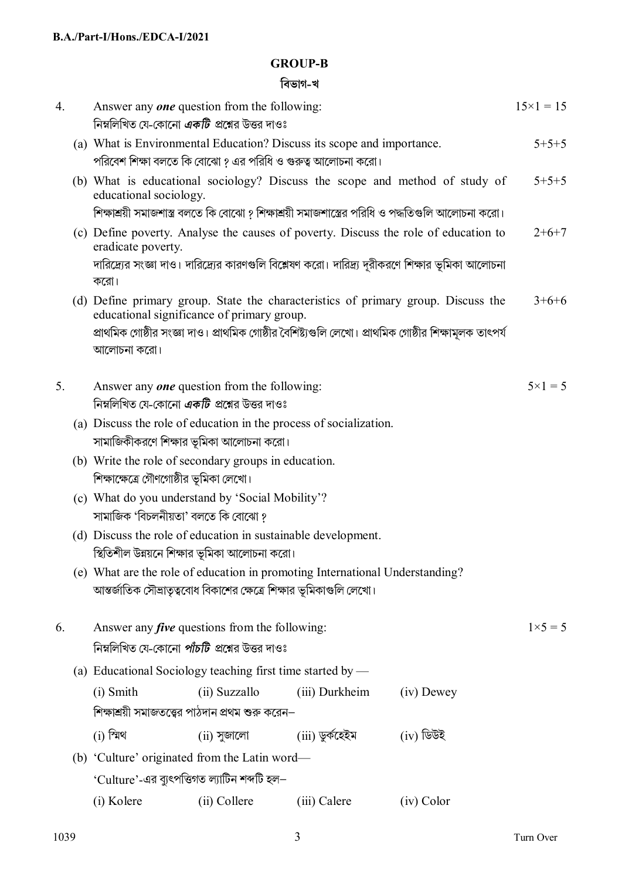## GROUP-B

### বিভাগ-খ

4. Answer any ***one*** question from the following: $15\times1 = 15$

   নিম্নলিখিত যে-কোনো ***একটি*** প্রশ্নের উত্তর দাওঃ

   (a) What is Environmental Education? Discuss its scope and importance. 5+5+5

   পরিবেশ শিক্ষা বলতে কি বোঝো ? এর পরিধি ও গুরুত্ব আলোচনা করো।

   (b) What is educational sociology? Discuss the scope and method of study of educational sociology. 5+5+5

   শিক্ষাশ্রয়ী সমাজশাস্ত্র বলতে কি বোঝো ? শিক্ষাশ্রয়ী সমাজশাস্ত্রের পরিধি ও পদ্ধতিগুলি আলোচনা করো।

   (c) Define poverty. Analyse the causes of poverty. Discuss the role of education to eradicate poverty. 2+6+7

   দারিদ্র্যের সংজ্ঞা দাও। দারিদ্র্যের কারণগুলি বিশ্লেষণ করো। দারিদ্র্য দূরীকরণে শিক্ষার ভূমিকা আলোচনা করো।

   (d) Define primary group. State the characteristics of primary group. Discuss the educational significance of primary group. 3+6+6

   প্রাথমিক গোষ্ঠীর সংজ্ঞা দাও। প্রাথমিক গোষ্ঠীর বৈশিষ্ট্যগুলি লেখো। প্রাথমিক গোষ্ঠীর শিক্ষামূলক তাৎপর্য আলোচনা করো।

5. Answer any ***one*** question from the following: $5\times1 = 5$

   নিম্নলিখিত যে-কোনো ***একটি*** প্রশ্নের উত্তর দাওঃ

   (a) Discuss the role of education in the process of socialization.

   সামাজিকীকরণে শিক্ষার ভূমিকা আলোচনা করো।

   (b) Write the role of secondary groups in education.

   শিক্ষাক্ষেত্রে গৌণগোষ্ঠীর ভূমিকা লেখো।

   (c) What do you understand by 'Social Mobility'?

   সামাজিক 'বিচলনীয়তা' বলতে কি বোঝো ?

   (d) Discuss the role of education in sustainable development.

   স্থিতিশীল উন্নয়নে শিক্ষার ভূমিকা আলোচনা করো।

   (e) What are the role of education in promoting International Understanding?

   আন্তর্জাতিক সৌভ্রাতৃত্ববোধ বিকাশের ক্ষেত্রে শিক্ষার ভূমিকাগুলি লেখো।

6. Answer any ***five*** questions from the following: $1\times5 = 5$

   নিম্নলিখিত যে-কোনো ***পাঁচটি*** প্রশ্নের উত্তর দাওঃ

   (a) Educational Sociology teaching first time started by —

   (i) Smith (ii) Suzzallo (iii) Durkheim (iv) Dewey

   শিক্ষাশ্রয়ী সমাজতত্ত্বের পাঠদান প্রথম শুরু করেন–

   (i) স্মিথ (ii) সুজালো (iii) ডুর্কহেইম (iv) ডিউই

   (b) 'Culture' originated from the Latin word—

   'Culture'-এর ব্যুৎপত্তিগত ল্যাটিন শব্দটি হল–

   (i) Kolere (ii) Collere (iii) Calere (iv) Color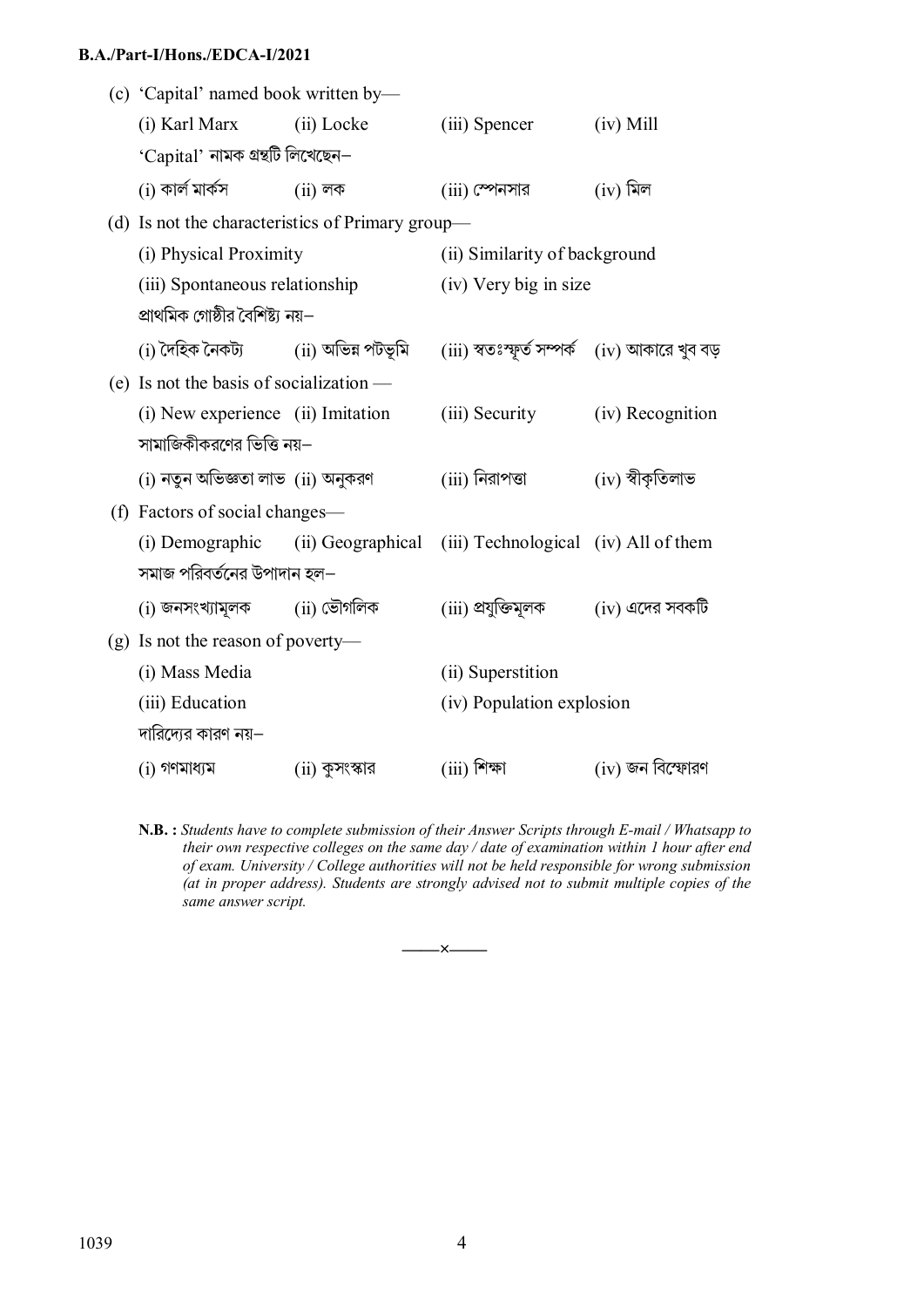(c) 'Capital' named book written by—

(i) Karl Marx (ii) Locke (iii) Spencer (iv) Mill

'Capital' নামক গ্রন্থটি লিখেছেন–

(i) কার্ল মার্কস (ii) লক (iii) স্পেনসার (iv) মিল

(d) Is not the characteristics of Primary group—

(i) Physical Proximity (ii) Similarity of background

(iii) Spontaneous relationship (iv) Very big in size

প্রাথমিক গোষ্ঠীর বৈশিষ্ট্য নয়–

(i) দৈহিক নৈকট্য (ii) অভিন্ন পটভূমি (iii) স্বতঃস্ফূর্ত সম্পর্ক (iv) আকারে খুব বড়

(e) Is not the basis of socialization —

(i) New experience (ii) Imitation (iii) Security (iv) Recognition

সামাজিকীকরণের ভিত্তি নয়–

(i) নতুন অভিজ্ঞতা লাভ (ii) অনুকরণ (iii) নিরাপত্তা (iv) স্বীকৃতিলাভ

(f) Factors of social changes—

(i) Demographic (ii) Geographical (iii) Technological (iv) All of them

সমাজ পরিবর্তনের উপাদান হল–

(i) জনসংখ্যামূলক (ii) ভৌগলিক (iii) প্রযুক্তিমূলক (iv) এদের সবকটি

(g) Is not the reason of poverty—

(i) Mass Media (ii) Superstition

(iii) Education (iv) Population explosion

দারিদ্র্যের কারণ নয়–

(i) গণমাধ্যম (ii) কুসংস্কার (iii) শিক্ষা (iv) জন বিস্ফোরণ

**N.B. :** *Students have to complete submission of their Answer Scripts through E-mail / Whatsapp to their own respective colleges on the same day / date of examination within 1 hour after end of exam. University / College authorities will not be held responsible for wrong submission (at in proper address). Students are strongly advised not to submit multiple copies of the same answer script.*

——×——